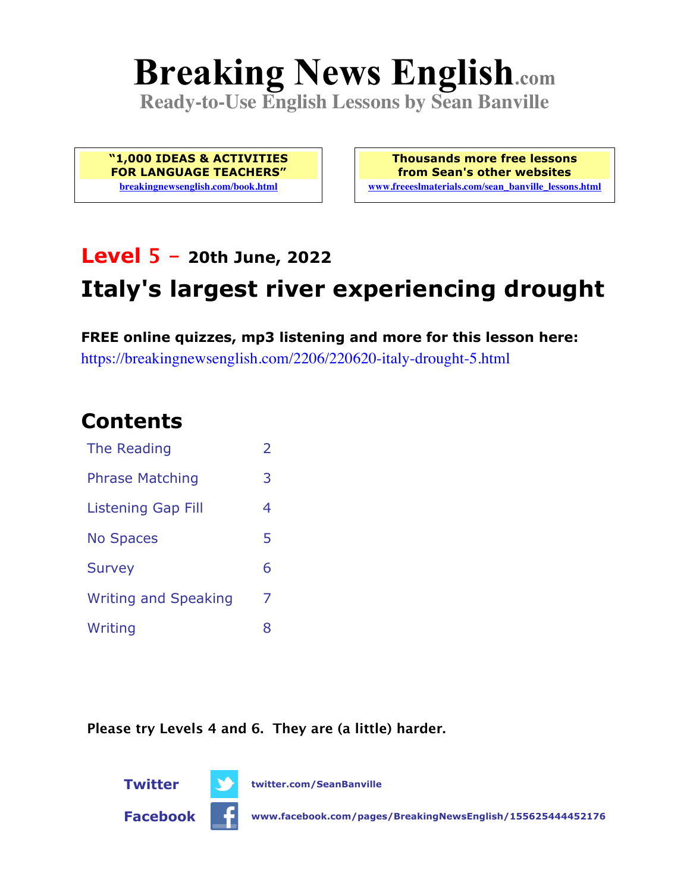# Breaking News English.com

**Ready-to-Use English Lessons by Sean Banville**

**"1,000 IDEAS & ACTIVITIES FOR LANGUAGE TEACHERS"**
breakingnewsenglish.com/book.html

**Thousands more free lessons from Sean's other websites**
www.freeeslmaterials.com/sean_banville_lessons.html

## Level 5 - 20th June, 2022

## Italy's largest river experiencing drought

**FREE online quizzes, mp3 listening and more for this lesson here:**
https://breakingnewsenglish.com/2206/220620-italy-drought-5.html

## Contents

| | |
|---|---|
| The Reading | 2 |
| Phrase Matching | 3 |
| Listening Gap Fill | 4 |
| No Spaces | 5 |
| Survey | 6 |
| Writing and Speaking | 7 |
| Writing | 8 |

**Please try Levels 4 and 6. They are (a little) harder.**

**Twitter** twitter.com/SeanBanville

**Facebook** www.facebook.com/pages/BreakingNewsEnglish/155625444452176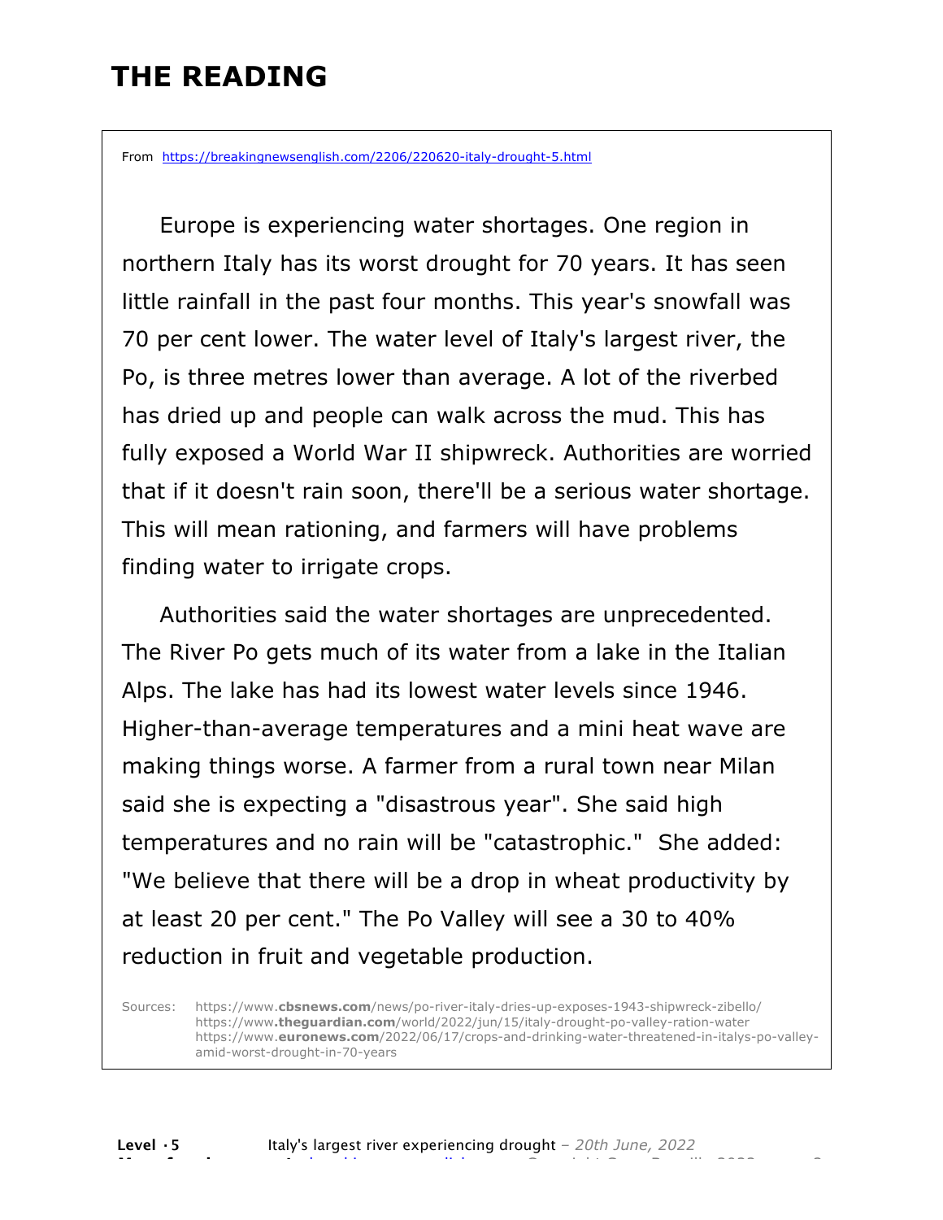# THE READING

From https://breakingnewsenglish.com/2206/220620-italy-drought-5.html

Europe is experiencing water shortages. One region in northern Italy has its worst drought for 70 years. It has seen little rainfall in the past four months. This year's snowfall was 70 per cent lower. The water level of Italy's largest river, the Po, is three metres lower than average. A lot of the riverbed has dried up and people can walk across the mud. This has fully exposed a World War II shipwreck. Authorities are worried that if it doesn't rain soon, there'll be a serious water shortage. This will mean rationing, and farmers will have problems finding water to irrigate crops.

Authorities said the water shortages are unprecedented. The River Po gets much of its water from a lake in the Italian Alps. The lake has had its lowest water levels since 1946. Higher-than-average temperatures and a mini heat wave are making things worse. A farmer from a rural town near Milan said she is expecting a "disastrous year". She said high temperatures and no rain will be "catastrophic." She added: "We believe that there will be a drop in wheat productivity by at least 20 per cent." The Po Valley will see a 30 to 40% reduction in fruit and vegetable production.

Sources:
https://www.cbsnews.com/news/po-river-italy-dries-up-exposes-1943-shipwreck-zibello/
https://www.theguardian.com/world/2022/jun/15/italy-drought-po-valley-ration-water
https://www.euronews.com/2022/06/17/crops-and-drinking-water-threatened-in-italys-po-valley-amid-worst-drought-in-70-years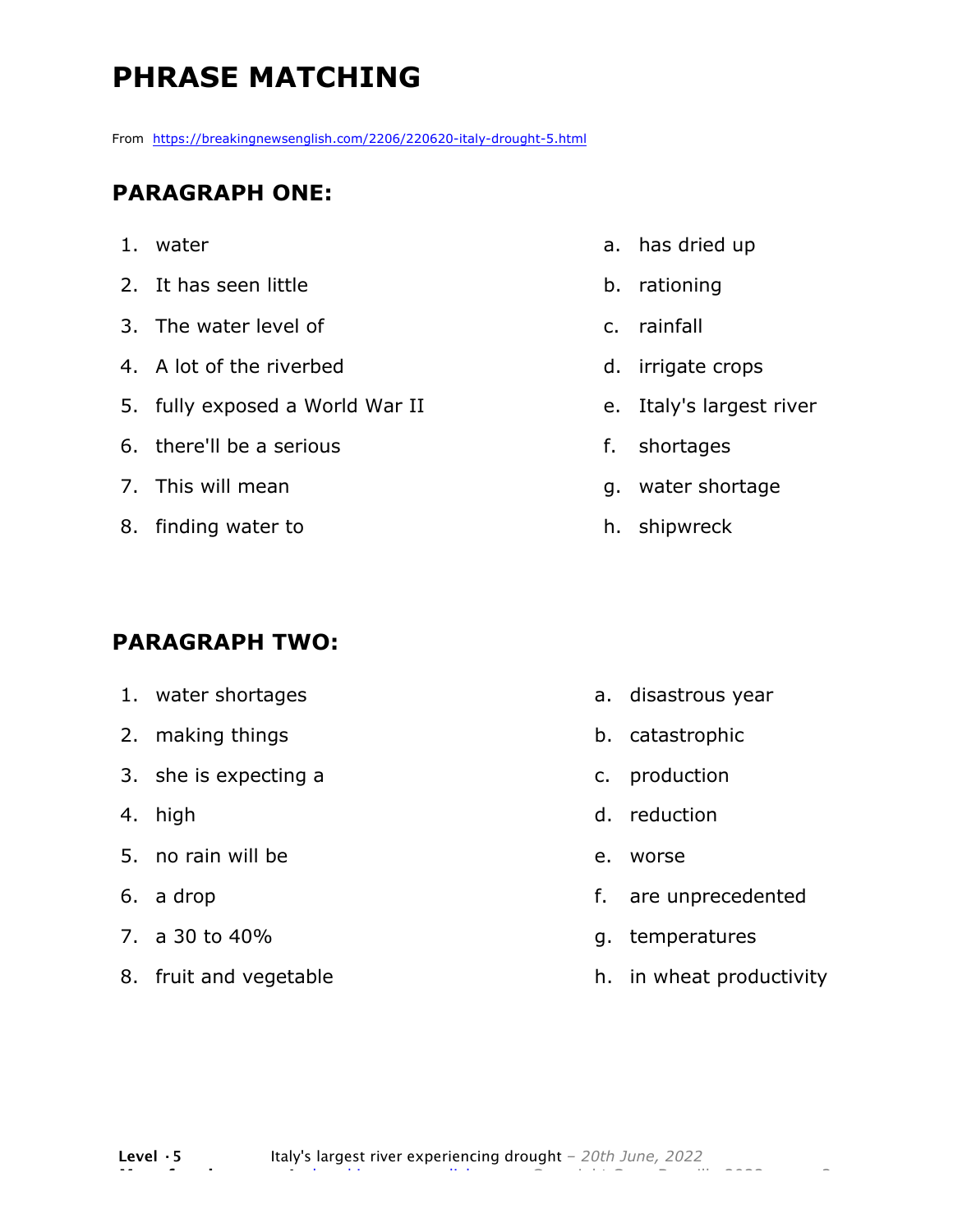# PHRASE MATCHING

From https://breakingnewsenglish.com/2206/220620-italy-drought-5.html

## PARAGRAPH ONE:

1. water
2. It has seen little
3. The water level of
4. A lot of the riverbed
5. fully exposed a World War II
6. there'll be a serious
7. This will mean
8. finding water to

a. has dried up
b. rationing
c. rainfall
d. irrigate crops
e. Italy's largest river
f. shortages
g. water shortage
h. shipwreck

## PARAGRAPH TWO:

1. water shortages
2. making things
3. she is expecting a
4. high
5. no rain will be
6. a drop
7. a 30 to 40%
8. fruit and vegetable

a. disastrous year
b. catastrophic
c. production
d. reduction
e. worse
f. are unprecedented
g. temperatures
h. in wheat productivity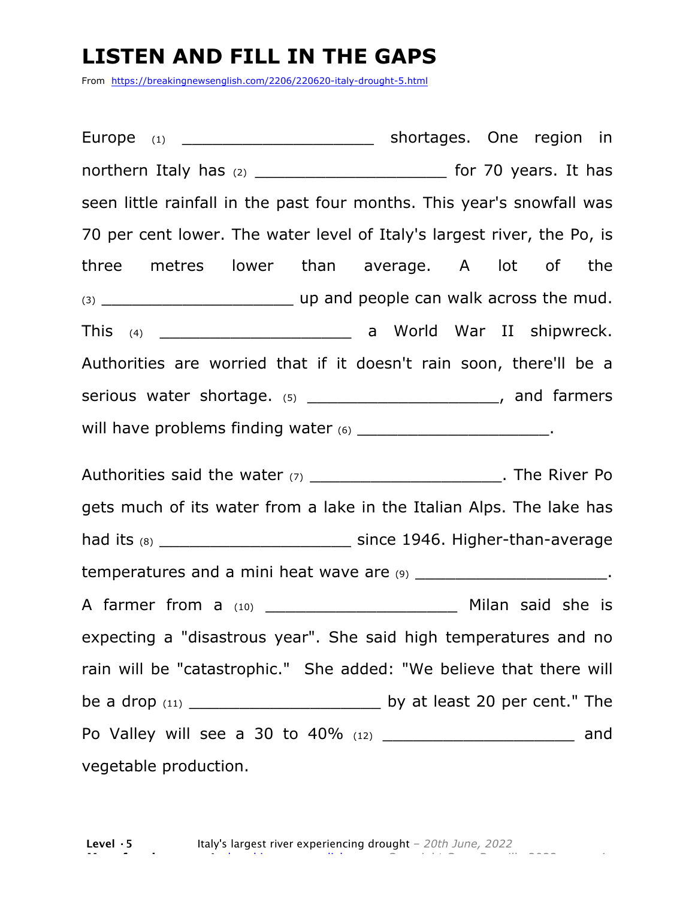# LISTEN AND FILL IN THE GAPS

From https://breakingnewsenglish.com/2206/220620-italy-drought-5.html

Europe (1) ____________________ shortages. One region in northern Italy has (2) ____________________ for 70 years. It has seen little rainfall in the past four months. This year's snowfall was 70 per cent lower. The water level of Italy's largest river, the Po, is three metres lower than average. A lot of the (3) ____________________ up and people can walk across the mud. This (4) ____________________ a World War II shipwreck. Authorities are worried that if it doesn't rain soon, there'll be a serious water shortage. (5) ____________________, and farmers will have problems finding water (6) ____________________.

Authorities said the water (7) ____________________. The River Po gets much of its water from a lake in the Italian Alps. The lake has had its (8) ____________________ since 1946. Higher-than-average temperatures and a mini heat wave are (9) ____________________. A farmer from a (10) ____________________ Milan said she is expecting a "disastrous year". She said high temperatures and no rain will be "catastrophic." She added: "We believe that there will be a drop (11) ____________________ by at least 20 per cent." The Po Valley will see a 30 to 40% (12) ____________________ and vegetable production.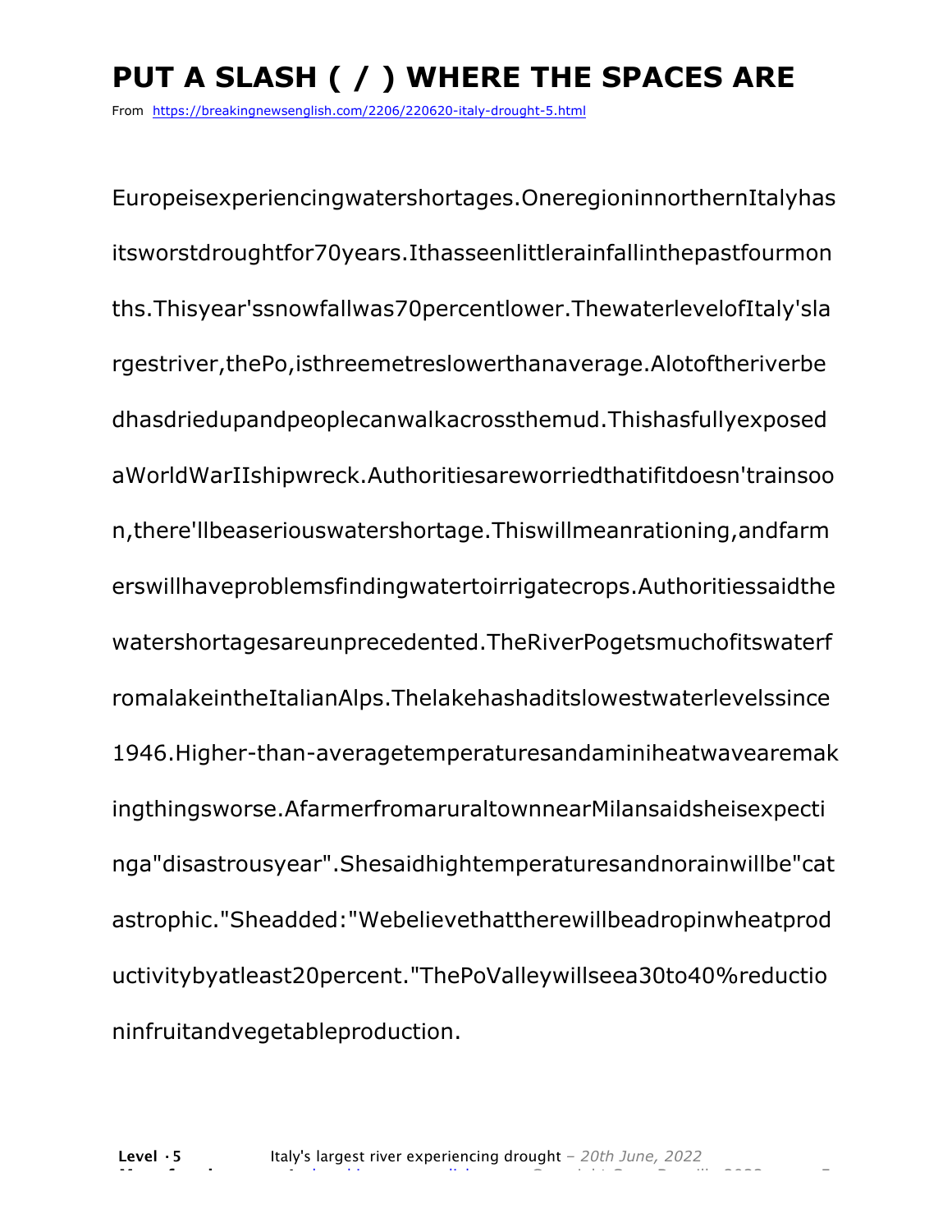# PUT A SLASH ( / ) WHERE THE SPACES ARE

From https://breakingnewsenglish.com/2206/220620-italy-drought-5.html

Europeisexperiencingwatershortages.OneregioninnorthernItalyhas itsworstdroughtfor70years.Ithasseenlittlerainfallinthepastfourmon ths.Thisyear'ssnowfallwas70percentlower.ThewaterlevelofItaly'sla rgestriver,thePo,isthreemetreslowerthanaverage.Alotoftheriverbe dhasdriedupandpeoplecanwalkacrossthemud.Thishasfullyexposed aWorldWarIIshipwreck.Authoritiesareworriedthatifitdoesn'trainsoo n,there'llbeaseriouswatershortage.Thiswillmeanrationing,andfarm erswillhaveproblemsfindingwatertoirrigatecrops.Authoritiessaidthe watershortagesareunprecedented.TheRiverPogetsmuchofitswaterf romalakeintheItalianAlps.Thelakehashaditslowestwaterlevelssince 1946.Higher-than-averagetemperaturesandaminiheatwavearemak ingthingsworse.AfarmerfromaruraltownnearMilansaidsheisexpecti nga"disastrousyear".Shesaidhightemperaturesandnorainwillbe"cat astrophic."Sheadded:"Webelievethattherewillbeadropinwheatprod uctivitybyatleast20percent."ThePoValleywillseea30to40%reductio ninfruitandvegetableproduction.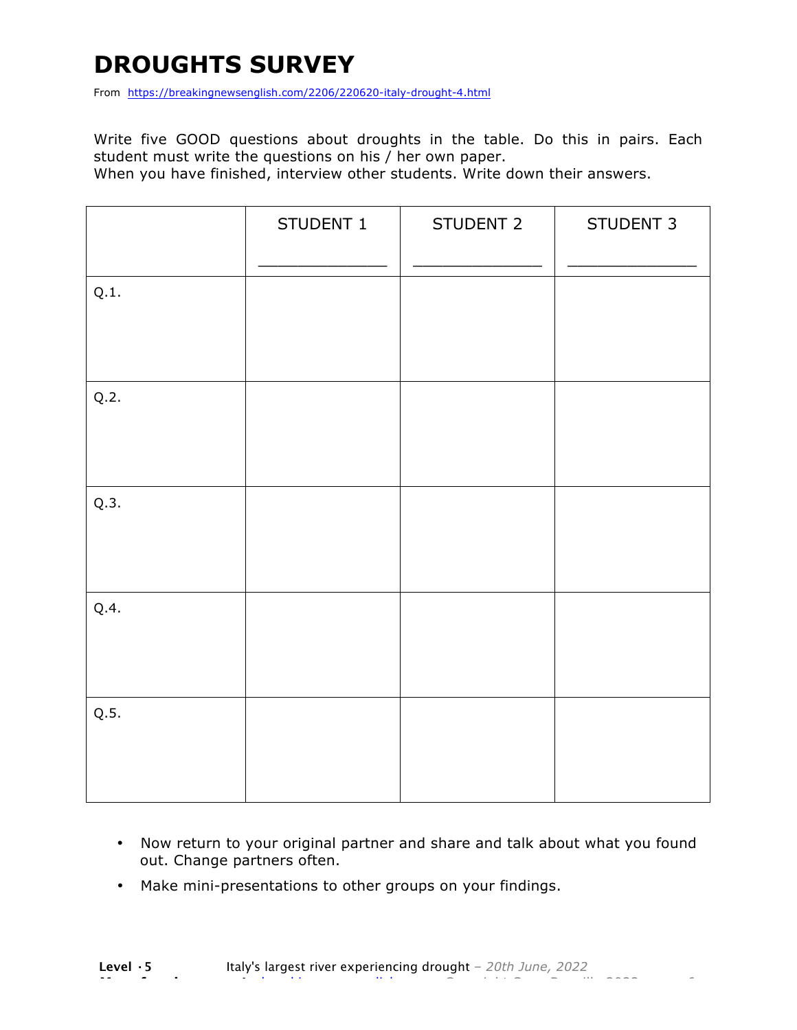# DROUGHTS SURVEY

From https://breakingnewsenglish.com/2206/220620-italy-drought-4.html

Write five GOOD questions about droughts in the table. Do this in pairs. Each student must write the questions on his / her own paper.
When you have finished, interview other students. Write down their answers.

| | STUDENT 1<br>_______________ | STUDENT 2<br>_______________ | STUDENT 3<br>_______________ |
|---|---|---|---|
| Q.1. | | | |
| Q.2. | | | |
| Q.3. | | | |
| Q.4. | | | |
| Q.5. | | | |

- Now return to your original partner and share and talk about what you found out. Change partners often.
- Make mini-presentations to other groups on your findings.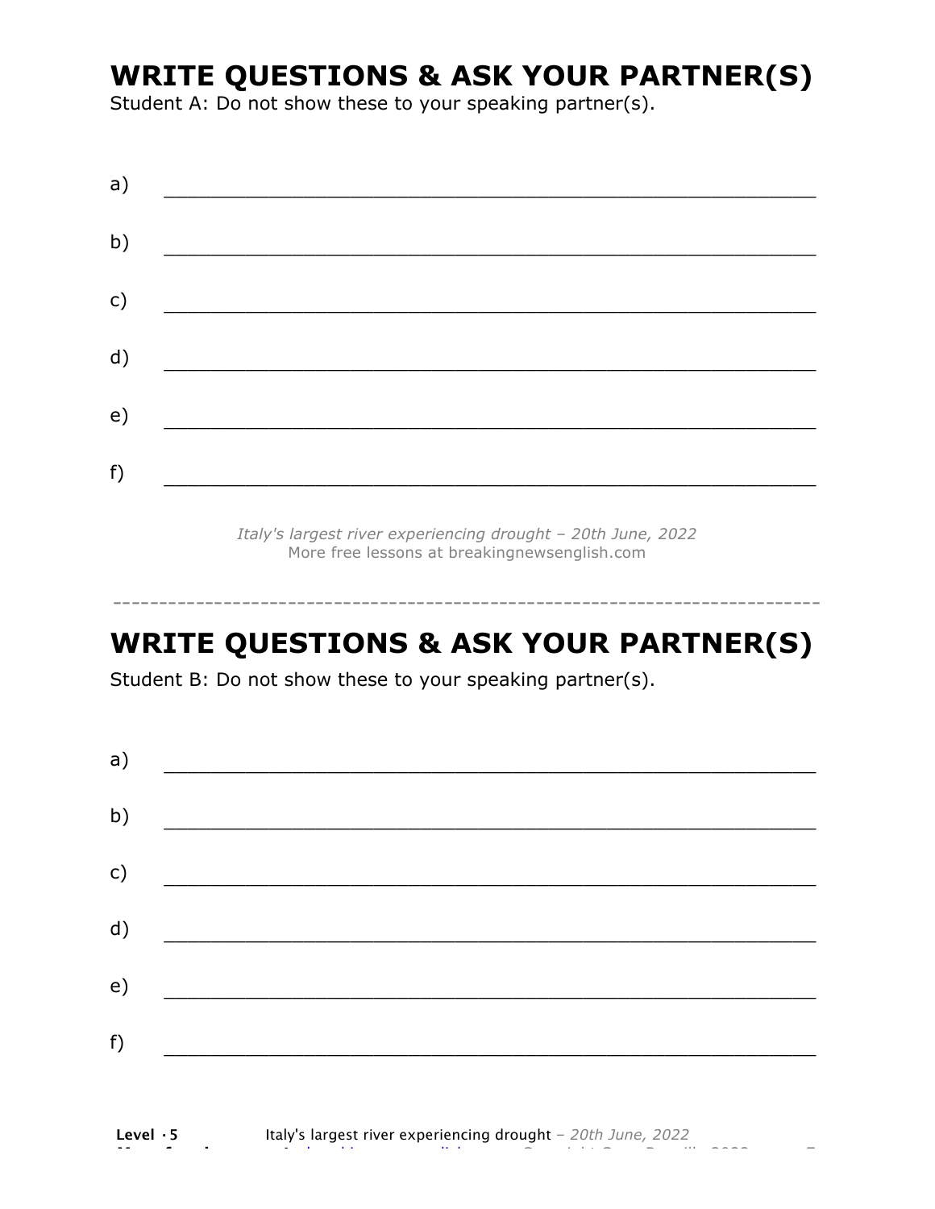## WRITE QUESTIONS & ASK YOUR PARTNER(S)

Student A: Do not show these to your speaking partner(s).

a) ________________________________________________

b) ________________________________________________

c) ________________________________________________

d) ________________________________________________

e) ________________________________________________

f) ________________________________________________

*Italy's largest river experiencing drought – 20th June, 2022*
More free lessons at breakingnewsenglish.com

---

## WRITE QUESTIONS & ASK YOUR PARTNER(S)

Student B: Do not show these to your speaking partner(s).

a) ________________________________________________

b) ________________________________________________

c) ________________________________________________

d) ________________________________________________

e) ________________________________________________

f) ________________________________________________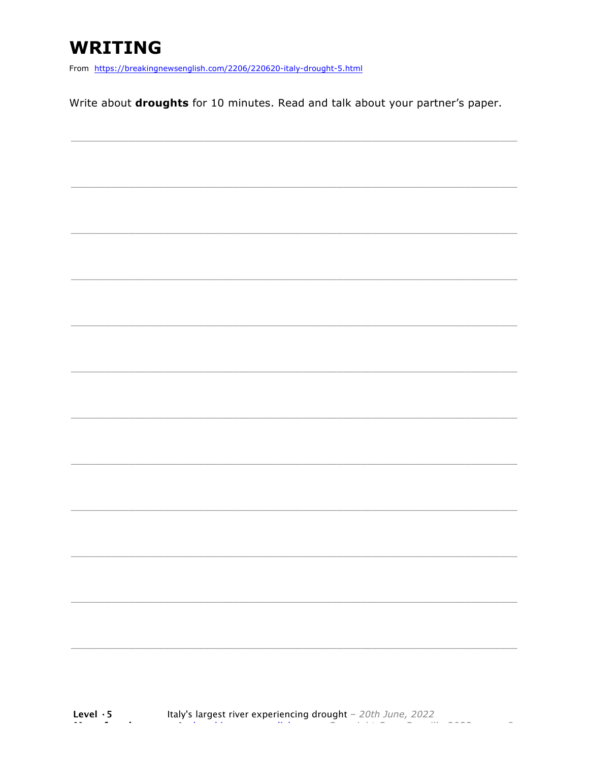# WRITING

From https://breakingnewsenglish.com/2206/220620-italy-drought-5.html

Write about **droughts** for 10 minutes. Read and talk about your partner's paper.